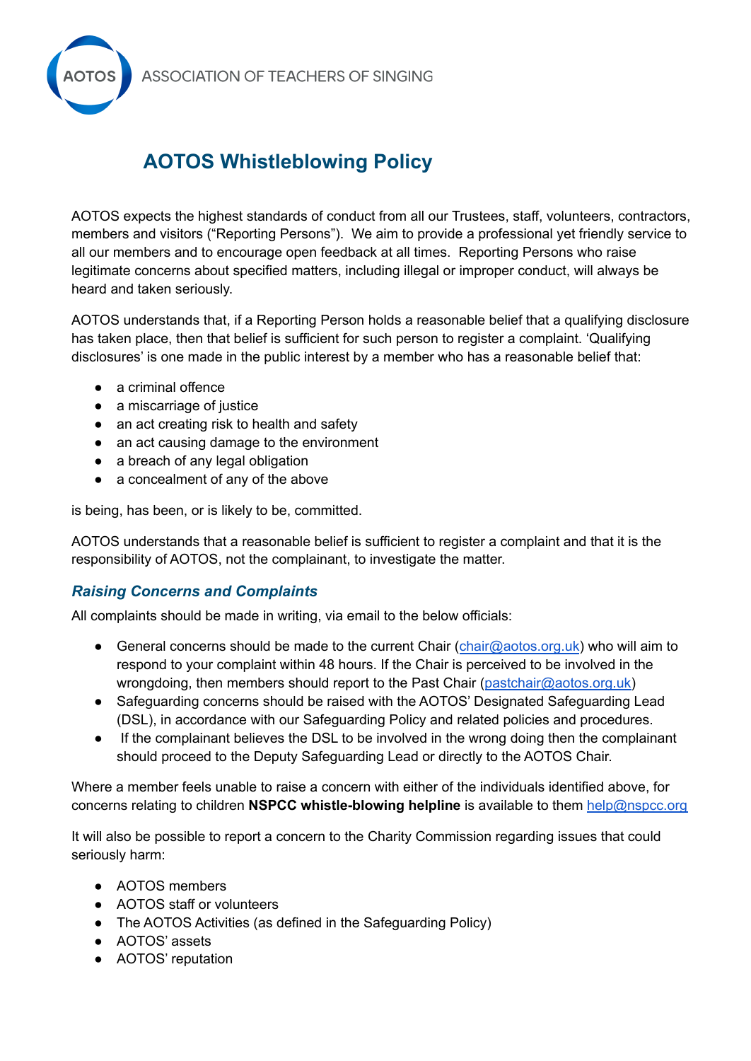AOTOS ASSOCIATION OF TEACHERS OF SINGING

# AOTOS Whistleblowing Policy

AOTOS expects the highest standards of conduct from all our Trustees, staff, volunteers, contractors, members and visitors ("Reporting Persons"). We aim to provide a professional yet friendly service to all our members and to encourage open feedback at all times. Reporting Persons who raise legitimate concerns about specified matters, including illegal or improper conduct, will always be heard and taken seriously.

AOTOS understands that, if a Reporting Person holds a reasonable belief that a qualifying disclosure has taken place, then that belief is sufficient for such person to register a complaint. 'Qualifying disclosures' is one made in the public interest by a member who has a reasonable belief that:

- a criminal offence
- a miscarriage of justice
- an act creating risk to health and safety
- an act causing damage to the environment
- a breach of any legal obligation
- a concealment of any of the above

is being, has been, or is likely to be, committed.

AOTOS understands that a reasonable belief is sufficient to register a complaint and that it is the responsibility of AOTOS, not the complainant, to investigate the matter.

## *Raising Concerns and Complaints*

All complaints should be made in writing, via email to the below officials:

- General concerns should be made to the current Chair (chair@aotos.org.uk) who will aim to respond to your complaint within 48 hours. If the Chair is perceived to be involved in the wrongdoing, then members should report to the Past Chair (pastchair@aotos.org.uk)
- Safeguarding concerns should be raised with the AOTOS' Designated Safeguarding Lead (DSL), in accordance with our Safeguarding Policy and related policies and procedures.
- If the complainant believes the DSL to be involved in the wrong doing then the complainant should proceed to the Deputy Safeguarding Lead or directly to the AOTOS Chair.

Where a member feels unable to raise a concern with either of the individuals identified above, for concerns relating to children **NSPCC whistle-blowing helpline** is available to them help@nspcc.org

It will also be possible to report a concern to the Charity Commission regarding issues that could seriously harm:

- AOTOS members
- AOTOS staff or volunteers
- The AOTOS Activities (as defined in the Safeguarding Policy)
- AOTOS' assets
- AOTOS' reputation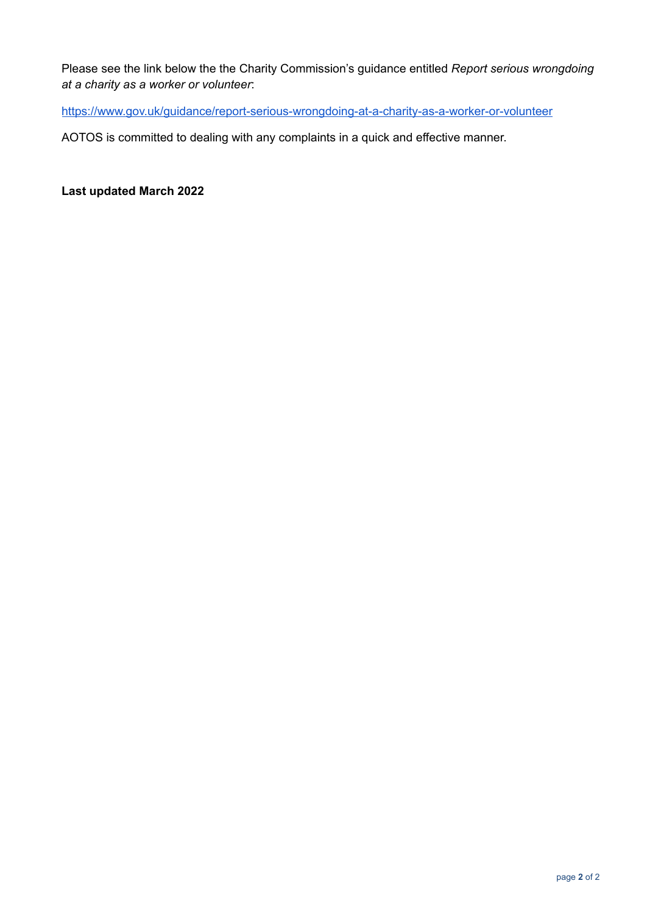Please see the link below the the Charity Commission's guidance entitled *Report serious wrongdoing at a charity as a worker or volunteer*:

https://www.gov.uk/guidance/report-serious-wrongdoing-at-a-charity-as-a-worker-or-volunteer

AOTOS is committed to dealing with any complaints in a quick and effective manner.

**Last updated March 2022**